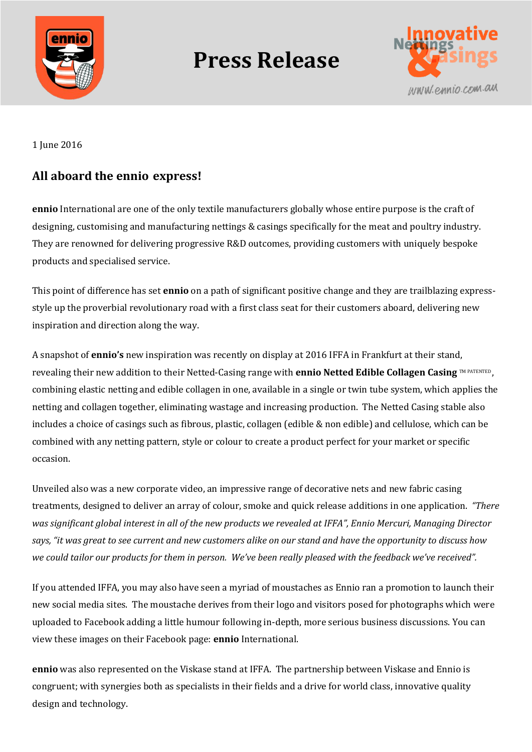# Press Release

1 June 2016

## All aboard the ennio express!

**ennio** International are one of the only textile manufacturers globally whose entire purpose is the craft of designing, customising and manufacturing nettings & casings specifically for the meat and poultry industry. They are renowned for delivering progressive R&D outcomes, providing customers with uniquely bespoke products and specialised service.

This point of difference has set **ennio** on a path of significant positive change and they are trailblazing express-style up the proverbial revolutionary road with a first class seat for their customers aboard, delivering new inspiration and direction along the way.

A snapshot of **ennio's** new inspiration was recently on display at 2016 IFFA in Frankfurt at their stand, revealing their new addition to their Netted-Casing range with **ennio Netted Edible Collagen Casing** ™ PATENTED, combining elastic netting and edible collagen in one, available in a single or twin tube system, which applies the netting and collagen together, eliminating wastage and increasing production. The Netted Casing stable also includes a choice of casings such as fibrous, plastic, collagen (edible & non edible) and cellulose, which can be combined with any netting pattern, style or colour to create a product perfect for your market or specific occasion.

Unveiled also was a new corporate video, an impressive range of decorative nets and new fabric casing treatments, designed to deliver an array of colour, smoke and quick release additions in one application. *"There was significant global interest in all of the new products we revealed at IFFA", Ennio Mercuri, Managing Director says, "it was great to see current and new customers alike on our stand and have the opportunity to discuss how we could tailor our products for them in person. We've been really pleased with the feedback we've received".*

If you attended IFFA, you may also have seen a myriad of moustaches as Ennio ran a promotion to launch their new social media sites. The moustache derives from their logo and visitors posed for photographs which were uploaded to Facebook adding a little humour following in-depth, more serious business discussions. You can view these images on their Facebook page: **ennio** International.

**ennio** was also represented on the Viskase stand at IFFA. The partnership between Viskase and Ennio is congruent; with synergies both as specialists in their fields and a drive for world class, innovative quality design and technology.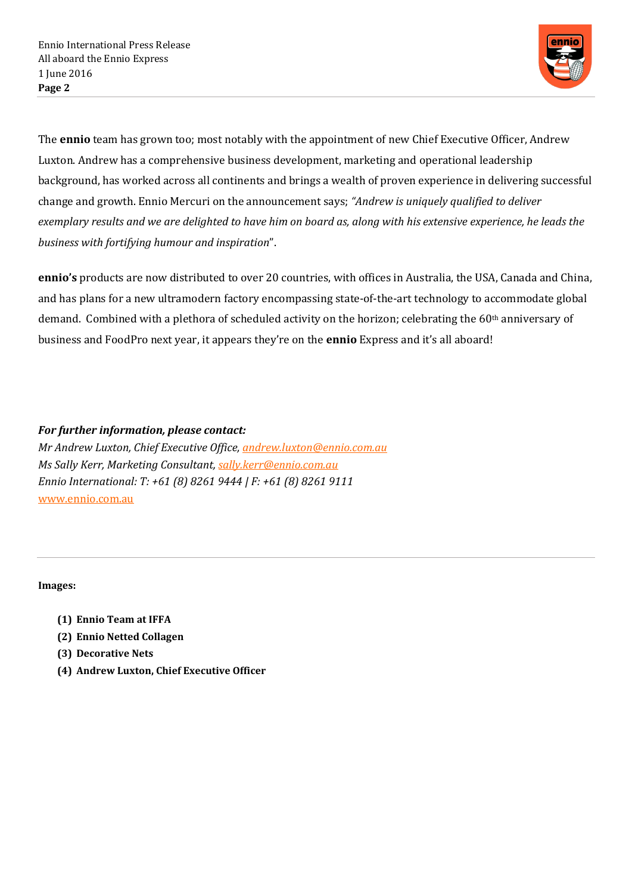The **ennio** team has grown too; most notably with the appointment of new Chief Executive Officer, Andrew Luxton. Andrew has a comprehensive business development, marketing and operational leadership background, has worked across all continents and brings a wealth of proven experience in delivering successful change and growth. Ennio Mercuri on the announcement says; *"Andrew is uniquely qualified to deliver exemplary results and we are delighted to have him on board as, along with his extensive experience, he leads the business with fortifying humour and inspiration*".

**ennio's** products are now distributed to over 20 countries, with offices in Australia, the USA, Canada and China, and has plans for a new ultramodern factory encompassing state-of-the-art technology to accommodate global demand. Combined with a plethora of scheduled activity on the horizon; celebrating the 60th anniversary of business and FoodPro next year, it appears they're on the **ennio** Express and it's all aboard!

***For further information, please contact:***
*Mr Andrew Luxton, Chief Executive Office, andrew.luxton@ennio.com.au*
*Ms Sally Kerr, Marketing Consultant, sally.kerr@ennio.com.au*
*Ennio International: T: +61 (8) 8261 9444 | F: +61 (8) 8261 9111*
www.ennio.com.au

---

**Images:**

**(1) Ennio Team at IFFA**
**(2) Ennio Netted Collagen**
**(3) Decorative Nets**
**(4) Andrew Luxton, Chief Executive Officer**